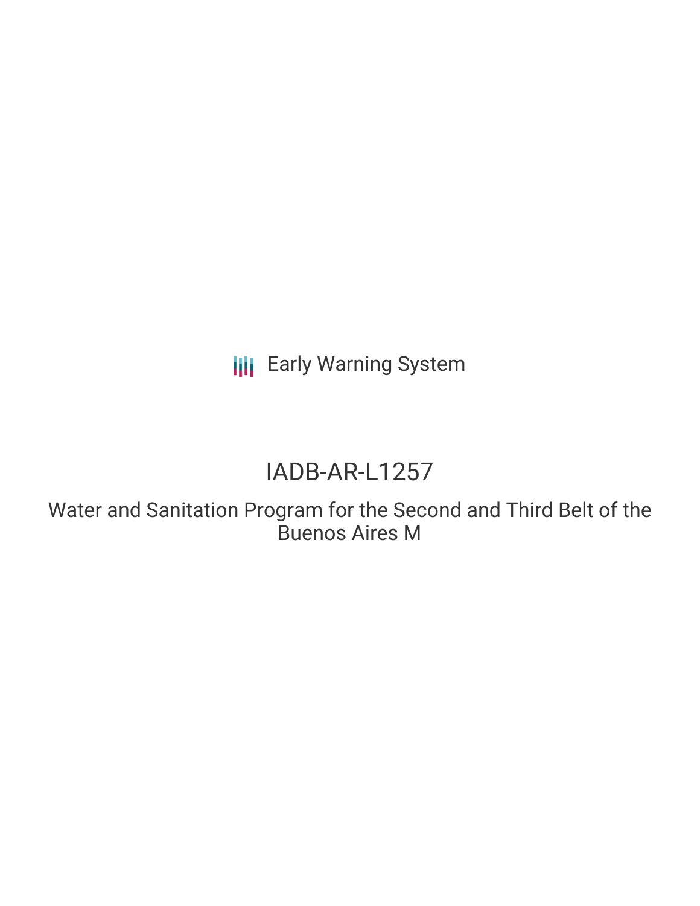Early Warning System

# IADB-AR-L1257

## Water and Sanitation Program for the Second and Third Belt of the Buenos Aires M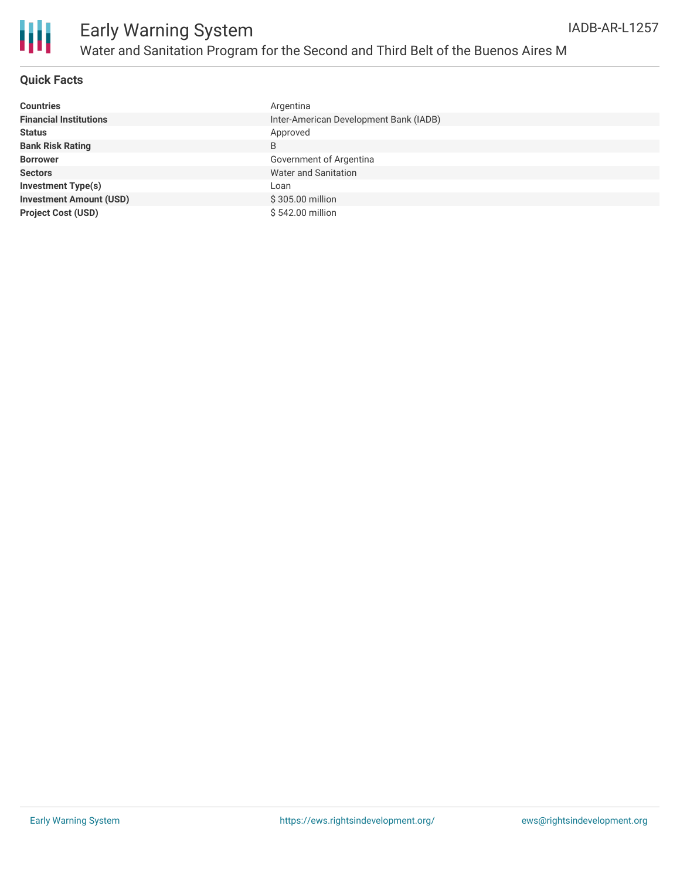## Quick Facts

| | |
|---|---|
| **Countries** | Argentina |
| **Financial Institutions** | Inter-American Development Bank (IADB) |
| **Status** | Approved |
| **Bank Risk Rating** | B |
| **Borrower** | Government of Argentina |
| **Sectors** | Water and Sanitation |
| **Investment Type(s)** | Loan |
| **Investment Amount (USD)** | $ 305.00 million |
| **Project Cost (USD)** | $ 542.00 million |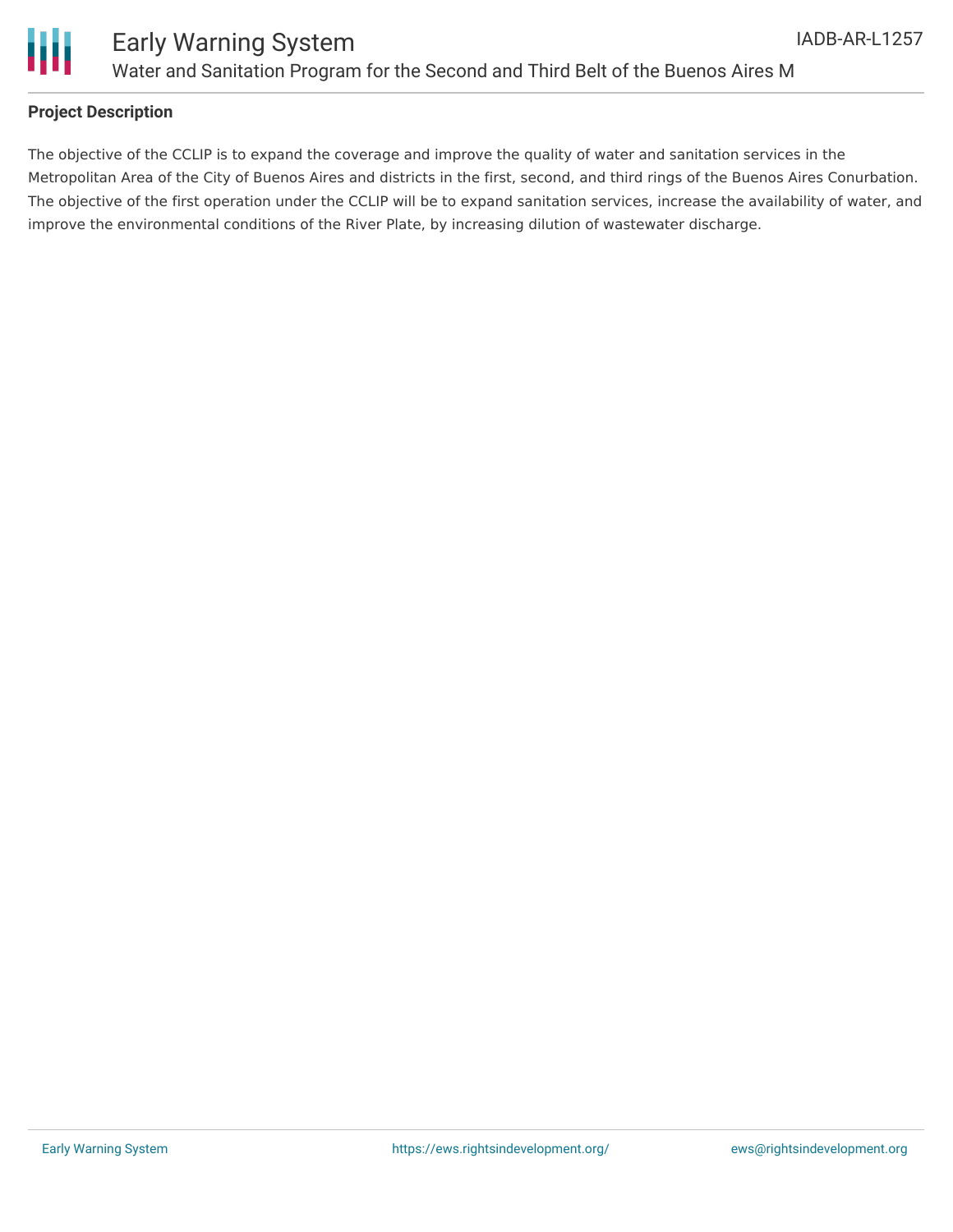## Project Description

The objective of the CCLIP is to expand the coverage and improve the quality of water and sanitation services in the Metropolitan Area of the City of Buenos Aires and districts in the first, second, and third rings of the Buenos Aires Conurbation. The objective of the first operation under the CCLIP will be to expand sanitation services, increase the availability of water, and improve the environmental conditions of the River Plate, by increasing dilution of wastewater discharge.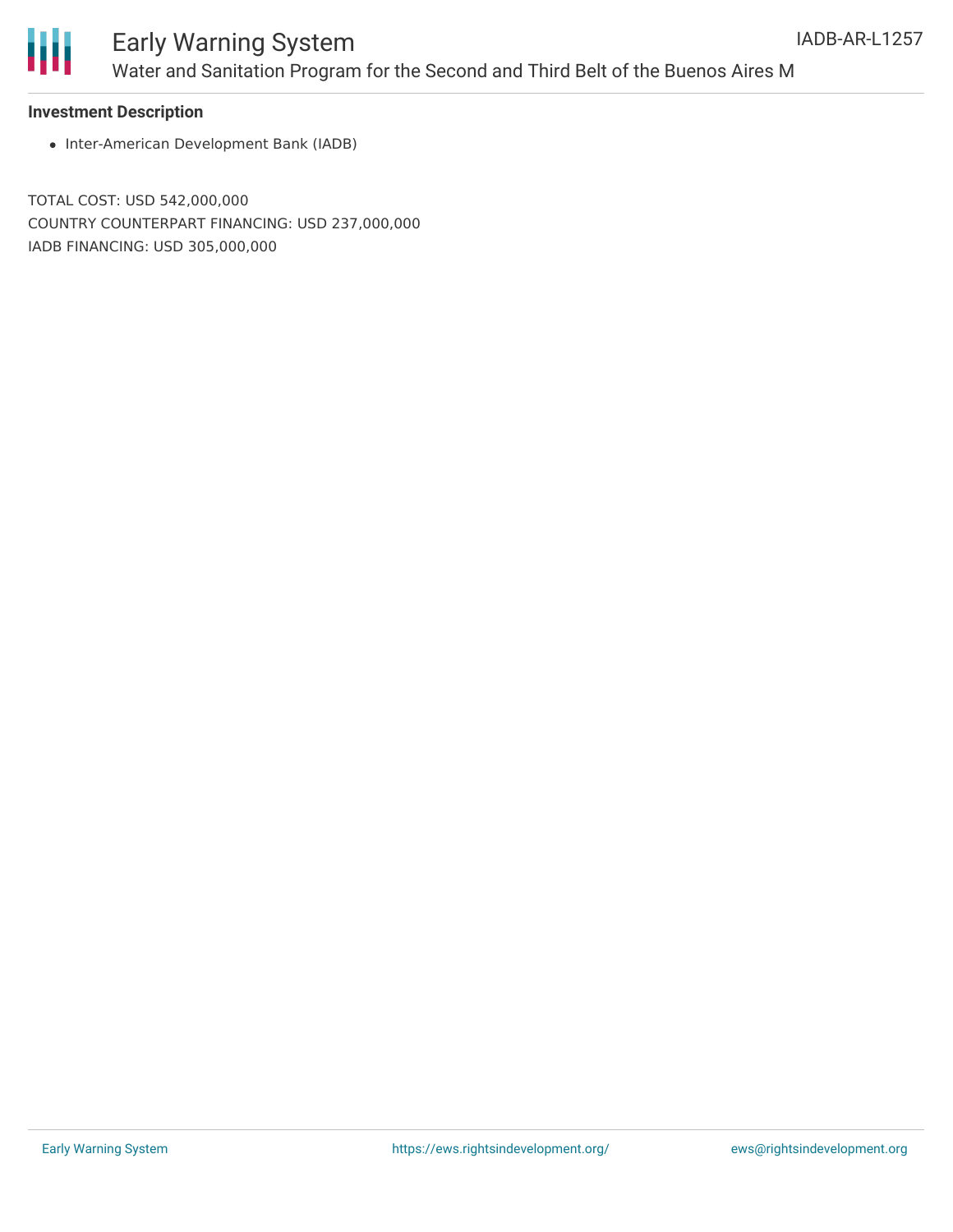### Investment Description

- Inter-American Development Bank (IADB)

TOTAL COST: USD 542,000,000
COUNTRY COUNTERPART FINANCING: USD 237,000,000
IADB FINANCING: USD 305,000,000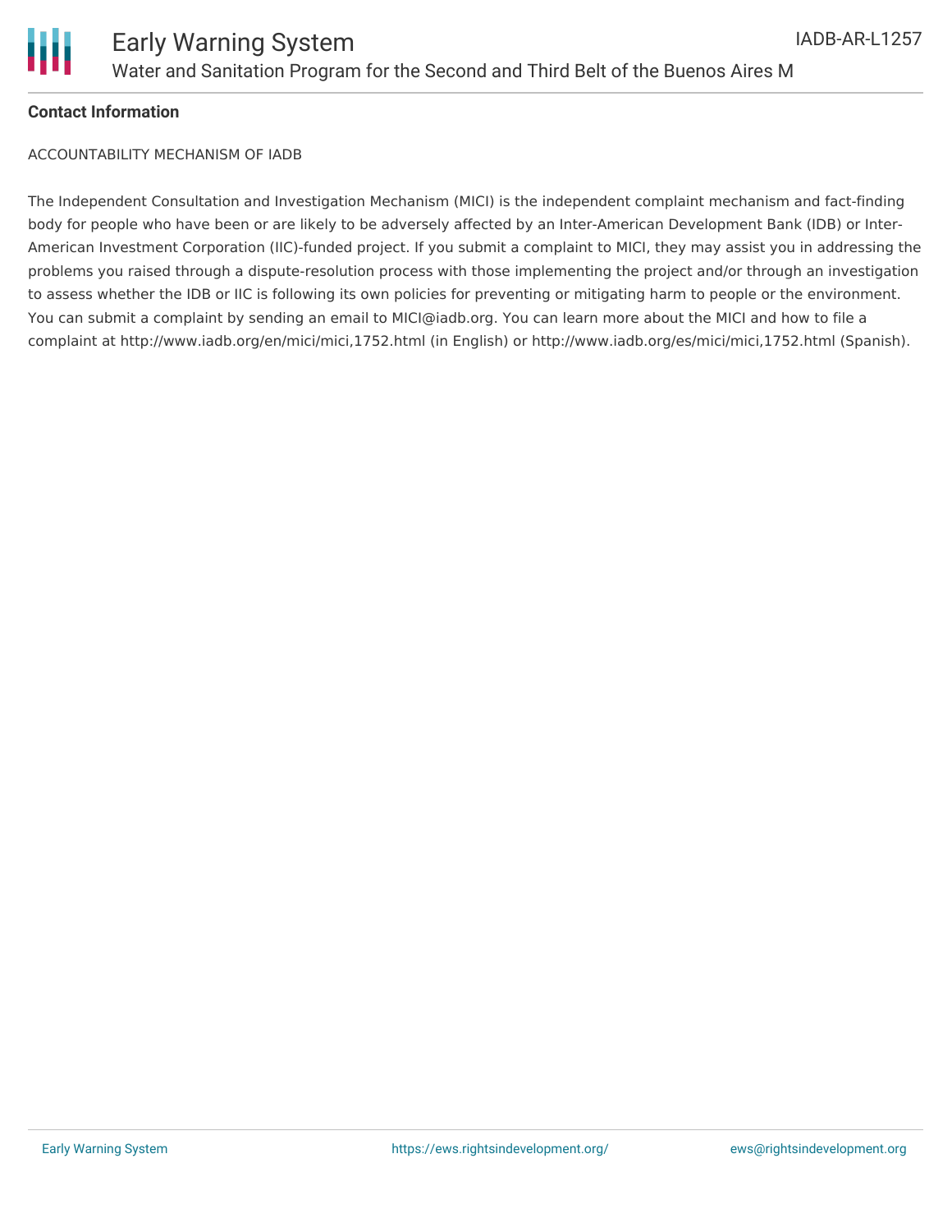**Contact Information**

ACCOUNTABILITY MECHANISM OF IADB

The Independent Consultation and Investigation Mechanism (MICI) is the independent complaint mechanism and fact-finding body for people who have been or are likely to be adversely affected by an Inter-American Development Bank (IDB) or Inter-American Investment Corporation (IIC)-funded project. If you submit a complaint to MICI, they may assist you in addressing the problems you raised through a dispute-resolution process with those implementing the project and/or through an investigation to assess whether the IDB or IIC is following its own policies for preventing or mitigating harm to people or the environment. You can submit a complaint by sending an email to MICI@iadb.org. You can learn more about the MICI and how to file a complaint at http://www.iadb.org/en/mici/mici,1752.html (in English) or http://www.iadb.org/es/mici/mici,1752.html (Spanish).